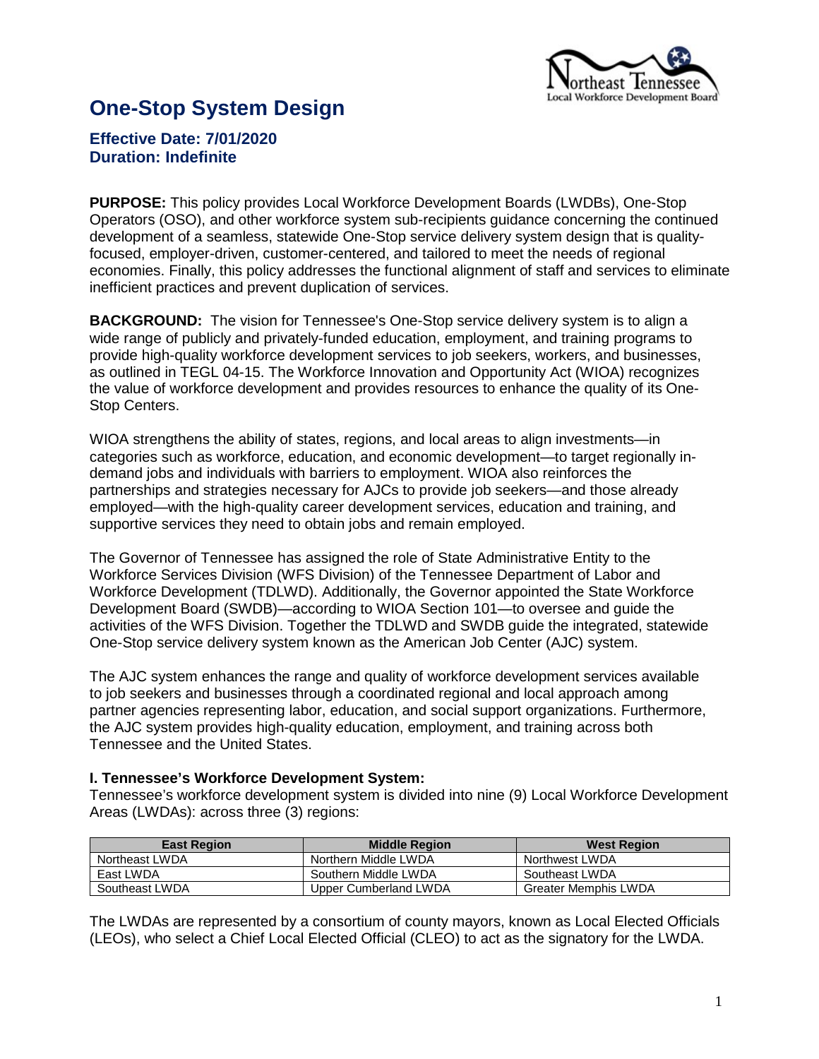# One-Stop System Design

**Effective Date: 7/01/2020**
**Duration: Indefinite**

**PURPOSE:** This policy provides Local Workforce Development Boards (LWDBs), One-Stop Operators (OSO), and other workforce system sub-recipients guidance concerning the continued development of a seamless, statewide One-Stop service delivery system design that is quality-focused, employer-driven, customer-centered, and tailored to meet the needs of regional economies. Finally, this policy addresses the functional alignment of staff and services to eliminate inefficient practices and prevent duplication of services.

**BACKGROUND:** The vision for Tennessee's One-Stop service delivery system is to align a wide range of publicly and privately-funded education, employment, and training programs to provide high-quality workforce development services to job seekers, workers, and businesses, as outlined in TEGL 04-15. The Workforce Innovation and Opportunity Act (WIOA) recognizes the value of workforce development and provides resources to enhance the quality of its One-Stop Centers.

WIOA strengthens the ability of states, regions, and local areas to align investments—in categories such as workforce, education, and economic development—to target regionally in-demand jobs and individuals with barriers to employment. WIOA also reinforces the partnerships and strategies necessary for AJCs to provide job seekers—and those already employed—with the high-quality career development services, education and training, and supportive services they need to obtain jobs and remain employed.

The Governor of Tennessee has assigned the role of State Administrative Entity to the Workforce Services Division (WFS Division) of the Tennessee Department of Labor and Workforce Development (TDLWD). Additionally, the Governor appointed the State Workforce Development Board (SWDB)—according to WIOA Section 101—to oversee and guide the activities of the WFS Division. Together the TDLWD and SWDB guide the integrated, statewide One-Stop service delivery system known as the American Job Center (AJC) system.

The AJC system enhances the range and quality of workforce development services available to job seekers and businesses through a coordinated regional and local approach among partner agencies representing labor, education, and social support organizations. Furthermore, the AJC system provides high-quality education, employment, and training across both Tennessee and the United States.

**I. Tennessee's Workforce Development System:**

Tennessee's workforce development system is divided into nine (9) Local Workforce Development Areas (LWDAs): across three (3) regions:

| East Region | Middle Region | West Region |
|---|---|---|
| Northeast LWDA | Northern Middle LWDA | Northwest LWDA |
| East LWDA | Southern Middle LWDA | Southeast LWDA |
| Southeast LWDA | Upper Cumberland LWDA | Greater Memphis LWDA |

The LWDAs are represented by a consortium of county mayors, known as Local Elected Officials (LEOs), who select a Chief Local Elected Official (CLEO) to act as the signatory for the LWDA.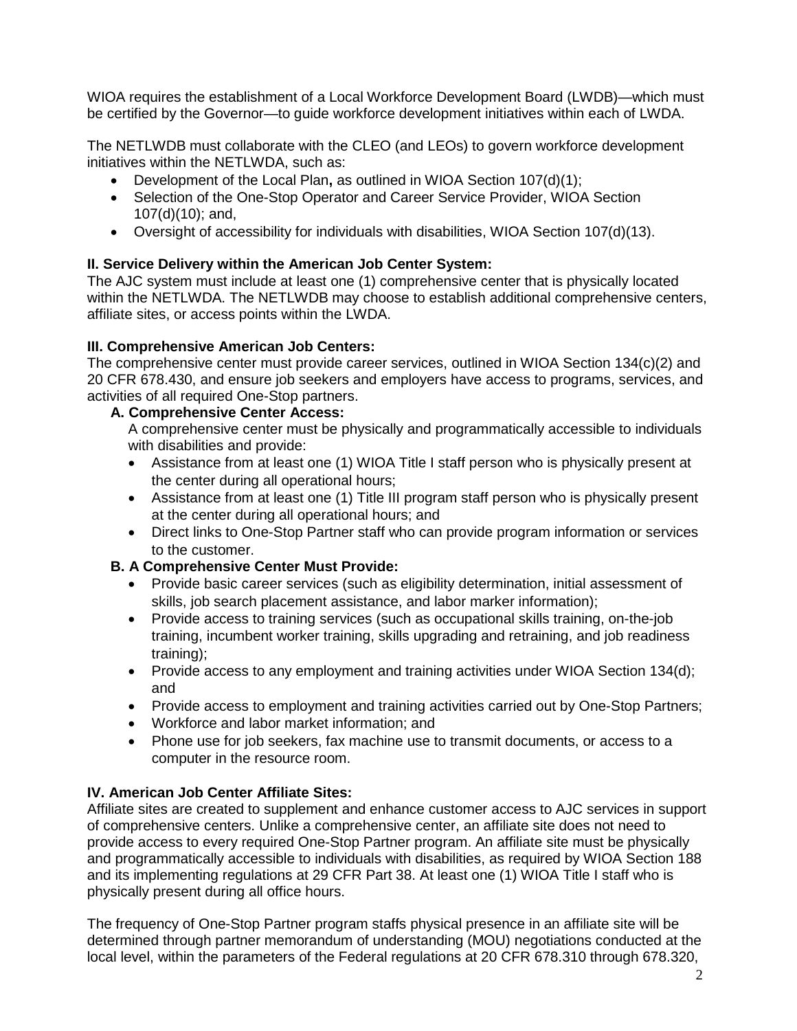WIOA requires the establishment of a Local Workforce Development Board (LWDB)—which must be certified by the Governor—to guide workforce development initiatives within each of LWDA.

The NETLWDB must collaborate with the CLEO (and LEOs) to govern workforce development initiatives within the NETLWDA, such as:

- Development of the Local Plan**,** as outlined in WIOA Section 107(d)(1);
- Selection of the One-Stop Operator and Career Service Provider, WIOA Section 107(d)(10); and,
- Oversight of accessibility for individuals with disabilities, WIOA Section 107(d)(13).

**II. Service Delivery within the American Job Center System:**

The AJC system must include at least one (1) comprehensive center that is physically located within the NETLWDA. The NETLWDB may choose to establish additional comprehensive centers, affiliate sites, or access points within the LWDA.

**III. Comprehensive American Job Centers:**

The comprehensive center must provide career services, outlined in WIOA Section 134(c)(2) and 20 CFR 678.430, and ensure job seekers and employers have access to programs, services, and activities of all required One-Stop partners.

**A. Comprehensive Center Access:**

A comprehensive center must be physically and programmatically accessible to individuals with disabilities and provide:

- Assistance from at least one (1) WIOA Title I staff person who is physically present at the center during all operational hours;
- Assistance from at least one (1) Title III program staff person who is physically present at the center during all operational hours; and
- Direct links to One-Stop Partner staff who can provide program information or services to the customer.

**B. A Comprehensive Center Must Provide:**

- Provide basic career services (such as eligibility determination, initial assessment of skills, job search placement assistance, and labor marker information);
- Provide access to training services (such as occupational skills training, on-the-job training, incumbent worker training, skills upgrading and retraining, and job readiness training);
- Provide access to any employment and training activities under WIOA Section 134(d); and
- Provide access to employment and training activities carried out by One-Stop Partners;
- Workforce and labor market information; and
- Phone use for job seekers, fax machine use to transmit documents, or access to a computer in the resource room.

**IV. American Job Center Affiliate Sites:**

Affiliate sites are created to supplement and enhance customer access to AJC services in support of comprehensive centers. Unlike a comprehensive center, an affiliate site does not need to provide access to every required One-Stop Partner program. An affiliate site must be physically and programmatically accessible to individuals with disabilities, as required by WIOA Section 188 and its implementing regulations at 29 CFR Part 38. At least one (1) WIOA Title I staff who is physically present during all office hours.

The frequency of One-Stop Partner program staffs physical presence in an affiliate site will be determined through partner memorandum of understanding (MOU) negotiations conducted at the local level, within the parameters of the Federal regulations at 20 CFR 678.310 through 678.320,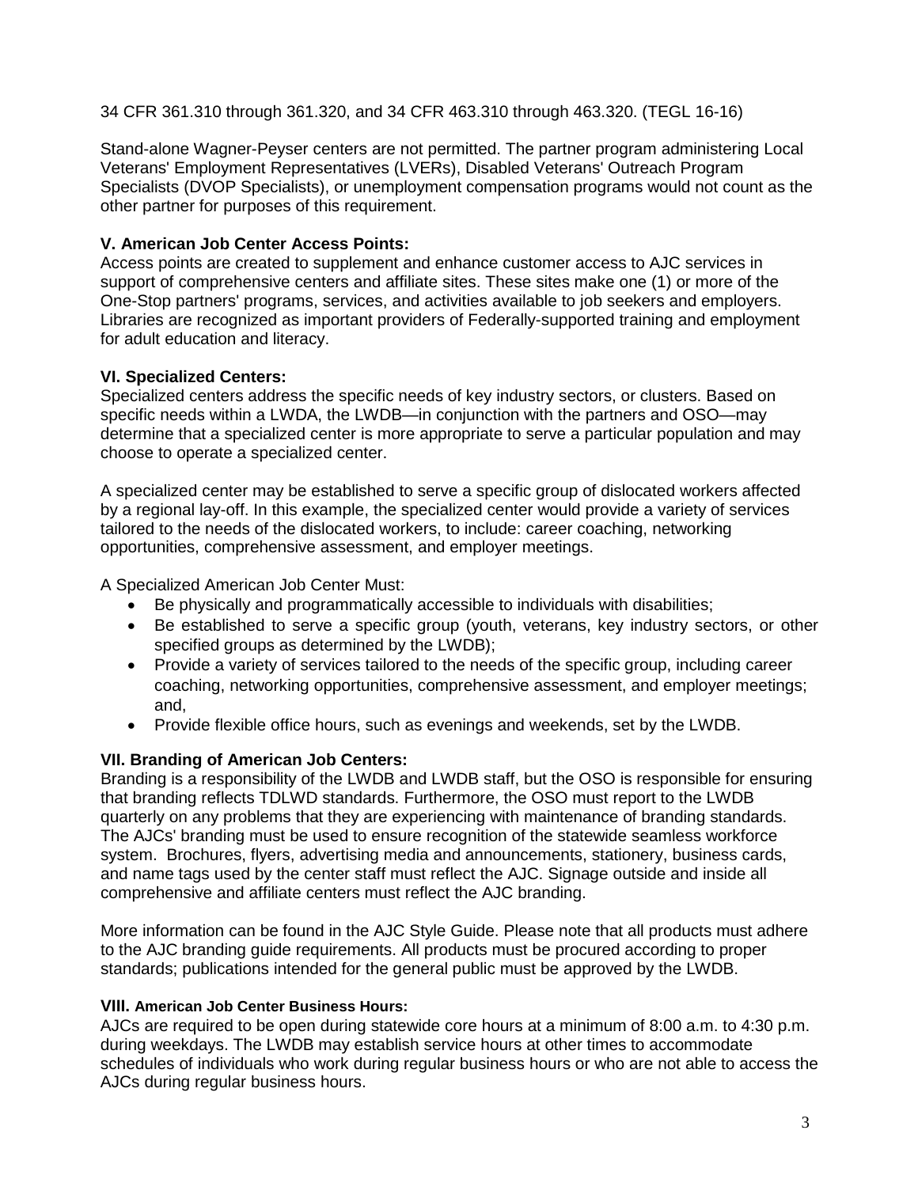34 CFR 361.310 through 361.320, and 34 CFR 463.310 through 463.320. (TEGL 16-16)

Stand-alone Wagner-Peyser centers are not permitted. The partner program administering Local Veterans' Employment Representatives (LVERs), Disabled Veterans' Outreach Program Specialists (DVOP Specialists), or unemployment compensation programs would not count as the other partner for purposes of this requirement.

**V. American Job Center Access Points:**
Access points are created to supplement and enhance customer access to AJC services in support of comprehensive centers and affiliate sites. These sites make one (1) or more of the One-Stop partners' programs, services, and activities available to job seekers and employers. Libraries are recognized as important providers of Federally-supported training and employment for adult education and literacy.

**VI. Specialized Centers:**
Specialized centers address the specific needs of key industry sectors, or clusters. Based on specific needs within a LWDA, the LWDB—in conjunction with the partners and OSO—may determine that a specialized center is more appropriate to serve a particular population and may choose to operate a specialized center.

A specialized center may be established to serve a specific group of dislocated workers affected by a regional lay-off. In this example, the specialized center would provide a variety of services tailored to the needs of the dislocated workers, to include: career coaching, networking opportunities, comprehensive assessment, and employer meetings.

A Specialized American Job Center Must:

- Be physically and programmatically accessible to individuals with disabilities;
- Be established to serve a specific group (youth, veterans, key industry sectors, or other specified groups as determined by the LWDB);
- Provide a variety of services tailored to the needs of the specific group, including career coaching, networking opportunities, comprehensive assessment, and employer meetings; and,
- Provide flexible office hours, such as evenings and weekends, set by the LWDB.

**VII. Branding of American Job Centers:**
Branding is a responsibility of the LWDB and LWDB staff, but the OSO is responsible for ensuring that branding reflects TDLWD standards. Furthermore, the OSO must report to the LWDB quarterly on any problems that they are experiencing with maintenance of branding standards. The AJCs' branding must be used to ensure recognition of the statewide seamless workforce system. Brochures, flyers, advertising media and announcements, stationery, business cards, and name tags used by the center staff must reflect the AJC. Signage outside and inside all comprehensive and affiliate centers must reflect the AJC branding.

More information can be found in the AJC Style Guide. Please note that all products must adhere to the AJC branding guide requirements. All products must be procured according to proper standards; publications intended for the general public must be approved by the LWDB.

**VIII. American Job Center Business Hours:**
AJCs are required to be open during statewide core hours at a minimum of 8:00 a.m. to 4:30 p.m. during weekdays. The LWDB may establish service hours at other times to accommodate schedules of individuals who work during regular business hours or who are not able to access the AJCs during regular business hours.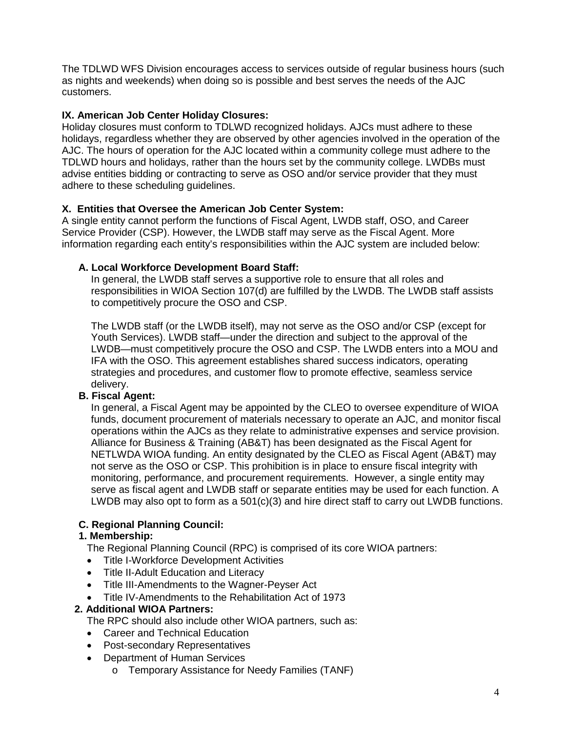The TDLWD WFS Division encourages access to services outside of regular business hours (such as nights and weekends) when doing so is possible and best serves the needs of the AJC customers.

### IX. American Job Center Holiday Closures:

Holiday closures must conform to TDLWD recognized holidays. AJCs must adhere to these holidays, regardless whether they are observed by other agencies involved in the operation of the AJC. The hours of operation for the AJC located within a community college must adhere to the TDLWD hours and holidays, rather than the hours set by the community college. LWDBs must advise entities bidding or contracting to serve as OSO and/or service provider that they must adhere to these scheduling guidelines.

### X. Entities that Oversee the American Job Center System:

A single entity cannot perform the functions of Fiscal Agent, LWDB staff, OSO, and Career Service Provider (CSP). However, the LWDB staff may serve as the Fiscal Agent. More information regarding each entity's responsibilities within the AJC system are included below:

#### A. Local Workforce Development Board Staff:

In general, the LWDB staff serves a supportive role to ensure that all roles and responsibilities in WIOA Section 107(d) are fulfilled by the LWDB. The LWDB staff assists to competitively procure the OSO and CSP.

The LWDB staff (or the LWDB itself), may not serve as the OSO and/or CSP (except for Youth Services). LWDB staff—under the direction and subject to the approval of the LWDB—must competitively procure the OSO and CSP. The LWDB enters into a MOU and IFA with the OSO. This agreement establishes shared success indicators, operating strategies and procedures, and customer flow to promote effective, seamless service delivery.

#### B. Fiscal Agent:

In general, a Fiscal Agent may be appointed by the CLEO to oversee expenditure of WIOA funds, document procurement of materials necessary to operate an AJC, and monitor fiscal operations within the AJCs as they relate to administrative expenses and service provision. Alliance for Business & Training (AB&T) has been designated as the Fiscal Agent for NETLWDA WIOA funding. An entity designated by the CLEO as Fiscal Agent (AB&T) may not serve as the OSO or CSP. This prohibition is in place to ensure fiscal integrity with monitoring, performance, and procurement requirements. However, a single entity may serve as fiscal agent and LWDB staff or separate entities may be used for each function. A LWDB may also opt to form as a 501(c)(3) and hire direct staff to carry out LWDB functions.

#### C. Regional Planning Council:

**1. Membership:**

The Regional Planning Council (RPC) is comprised of its core WIOA partners:

- Title I-Workforce Development Activities
- Title II-Adult Education and Literacy
- Title III-Amendments to the Wagner-Peyser Act
- Title IV-Amendments to the Rehabilitation Act of 1973

**2. Additional WIOA Partners:**

The RPC should also include other WIOA partners, such as:

- Career and Technical Education
- Post-secondary Representatives
- Department of Human Services
  - Temporary Assistance for Needy Families (TANF)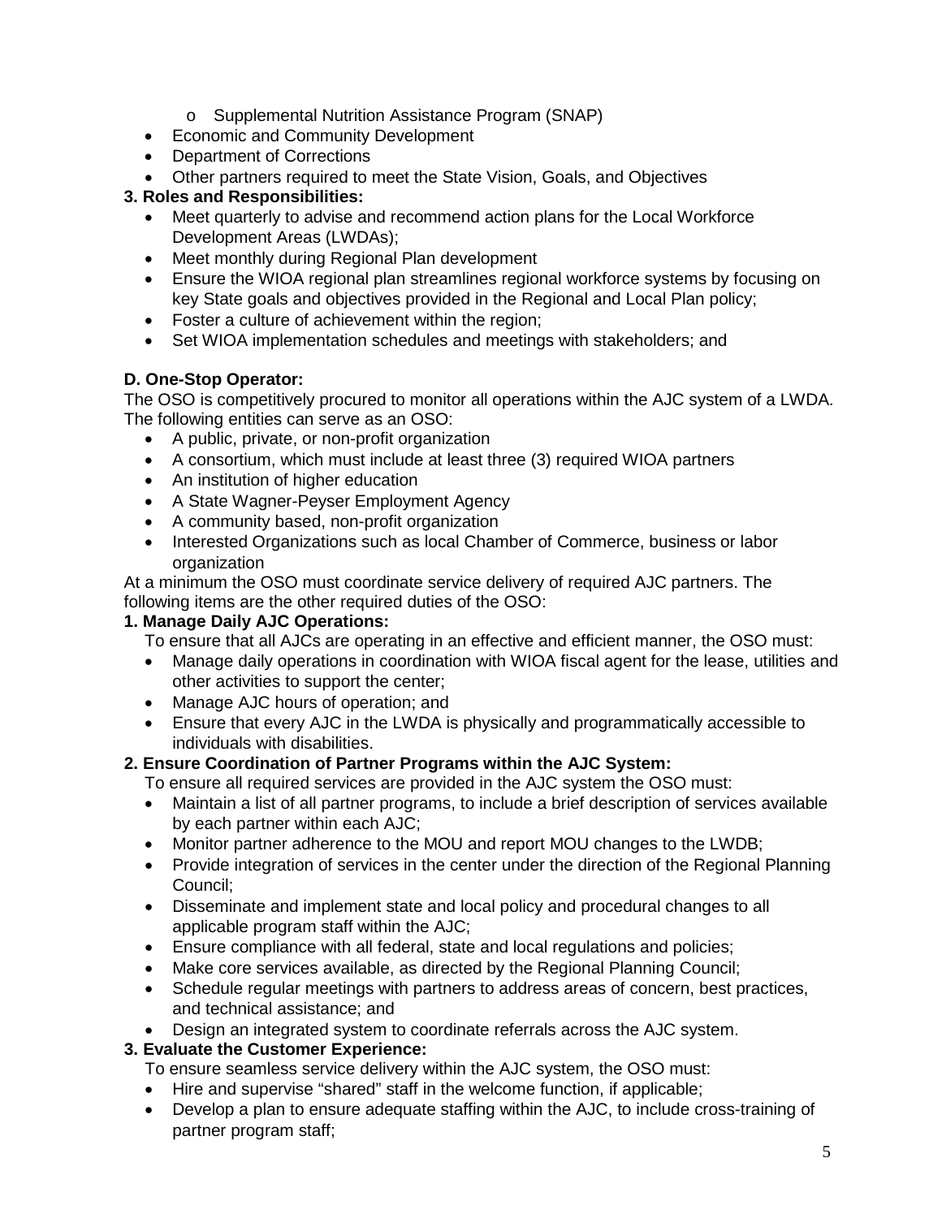- Supplemental Nutrition Assistance Program (SNAP)
- Economic and Community Development
- Department of Corrections
- Other partners required to meet the State Vision, Goals, and Objectives

**3. Roles and Responsibilities:**

- Meet quarterly to advise and recommend action plans for the Local Workforce Development Areas (LWDAs);
- Meet monthly during Regional Plan development
- Ensure the WIOA regional plan streamlines regional workforce systems by focusing on key State goals and objectives provided in the Regional and Local Plan policy;
- Foster a culture of achievement within the region;
- Set WIOA implementation schedules and meetings with stakeholders; and

**D. One-Stop Operator:**

The OSO is competitively procured to monitor all operations within the AJC system of a LWDA. The following entities can serve as an OSO:

- A public, private, or non-profit organization
- A consortium, which must include at least three (3) required WIOA partners
- An institution of higher education
- A State Wagner-Peyser Employment Agency
- A community based, non-profit organization
- Interested Organizations such as local Chamber of Commerce, business or labor organization

At a minimum the OSO must coordinate service delivery of required AJC partners. The following items are the other required duties of the OSO:

**1. Manage Daily AJC Operations:**

To ensure that all AJCs are operating in an effective and efficient manner, the OSO must:

- Manage daily operations in coordination with WIOA fiscal agent for the lease, utilities and other activities to support the center;
- Manage AJC hours of operation; and
- Ensure that every AJC in the LWDA is physically and programmatically accessible to individuals with disabilities.

**2. Ensure Coordination of Partner Programs within the AJC System:**

To ensure all required services are provided in the AJC system the OSO must:

- Maintain a list of all partner programs, to include a brief description of services available by each partner within each AJC;
- Monitor partner adherence to the MOU and report MOU changes to the LWDB;
- Provide integration of services in the center under the direction of the Regional Planning Council;
- Disseminate and implement state and local policy and procedural changes to all applicable program staff within the AJC;
- Ensure compliance with all federal, state and local regulations and policies;
- Make core services available, as directed by the Regional Planning Council;
- Schedule regular meetings with partners to address areas of concern, best practices, and technical assistance; and
- Design an integrated system to coordinate referrals across the AJC system.

**3. Evaluate the Customer Experience:**

To ensure seamless service delivery within the AJC system, the OSO must:

- Hire and supervise "shared" staff in the welcome function, if applicable;
- Develop a plan to ensure adequate staffing within the AJC, to include cross-training of partner program staff;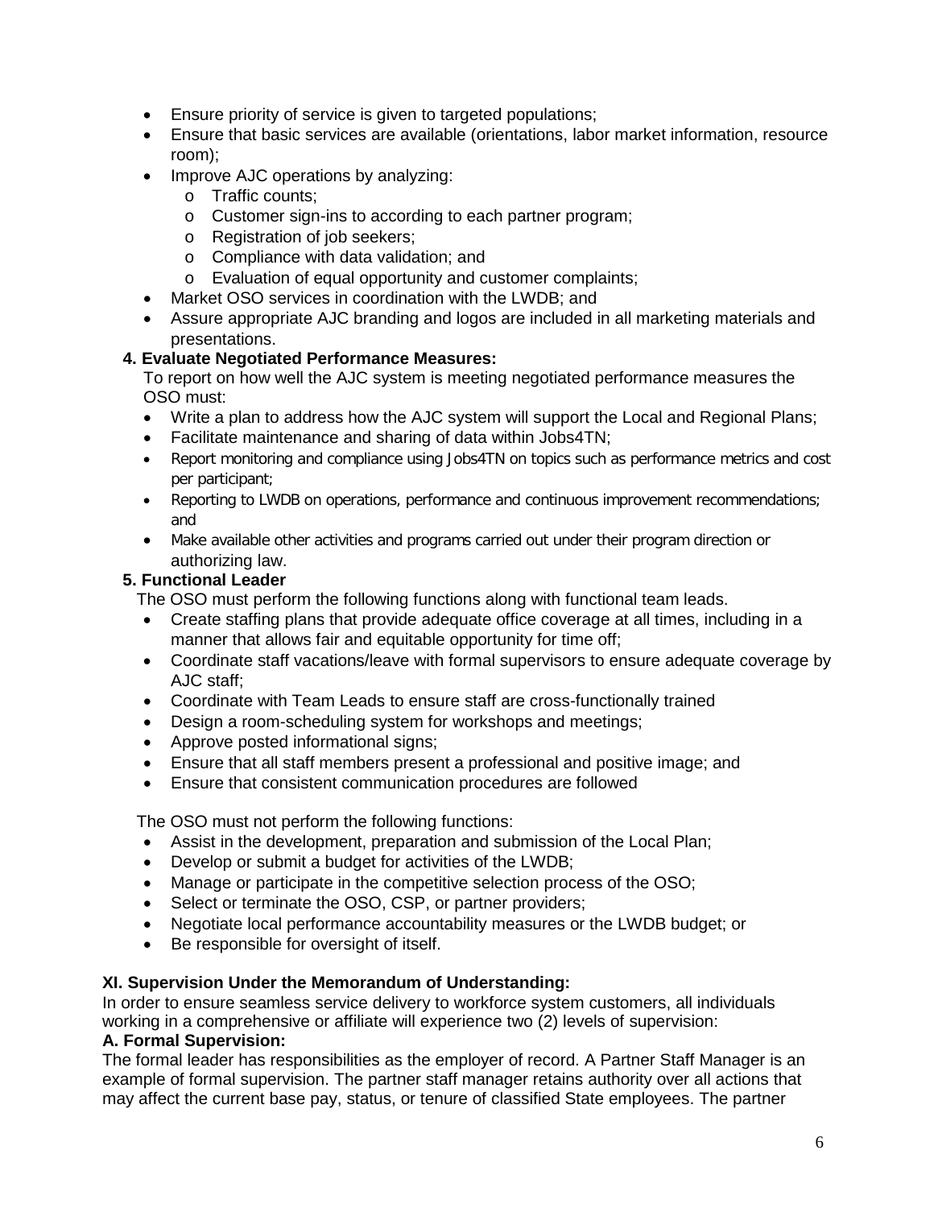- Ensure priority of service is given to targeted populations;
- Ensure that basic services are available (orientations, labor market information, resource room);
- Improve AJC operations by analyzing:
  - Traffic counts;
  - Customer sign-ins to according to each partner program;
  - Registration of job seekers;
  - Compliance with data validation; and
  - Evaluation of equal opportunity and customer complaints;
- Market OSO services in coordination with the LWDB; and
- Assure appropriate AJC branding and logos are included in all marketing materials and presentations.

**4. Evaluate Negotiated Performance Measures:**

To report on how well the AJC system is meeting negotiated performance measures the OSO must:

- Write a plan to address how the AJC system will support the Local and Regional Plans;
- Facilitate maintenance and sharing of data within Jobs4TN;
- Report monitoring and compliance using Jobs4TN on topics such as performance metrics and cost per participant;
- Reporting to LWDB on operations, performance and continuous improvement recommendations; and
- Make available other activities and programs carried out under their program direction or authorizing law.

**5. Functional Leader**

The OSO must perform the following functions along with functional team leads.

- Create staffing plans that provide adequate office coverage at all times, including in a manner that allows fair and equitable opportunity for time off;
- Coordinate staff vacations/leave with formal supervisors to ensure adequate coverage by AJC staff;
- Coordinate with Team Leads to ensure staff are cross-functionally trained
- Design a room-scheduling system for workshops and meetings;
- Approve posted informational signs;
- Ensure that all staff members present a professional and positive image; and
- Ensure that consistent communication procedures are followed

The OSO must not perform the following functions:

- Assist in the development, preparation and submission of the Local Plan;
- Develop or submit a budget for activities of the LWDB;
- Manage or participate in the competitive selection process of the OSO;
- Select or terminate the OSO, CSP, or partner providers;
- Negotiate local performance accountability measures or the LWDB budget; or
- Be responsible for oversight of itself.

**XI. Supervision Under the Memorandum of Understanding:**

In order to ensure seamless service delivery to workforce system customers, all individuals working in a comprehensive or affiliate will experience two (2) levels of supervision:

**A. Formal Supervision:**

The formal leader has responsibilities as the employer of record. A Partner Staff Manager is an example of formal supervision. The partner staff manager retains authority over all actions that may affect the current base pay, status, or tenure of classified State employees. The partner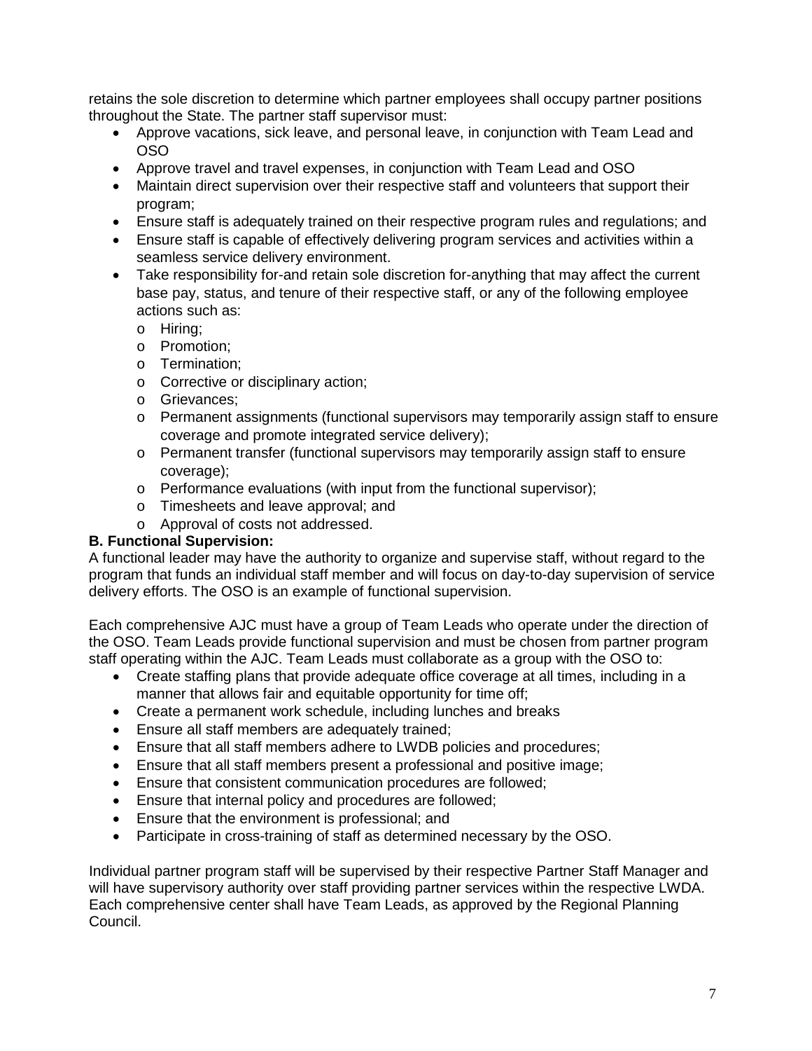retains the sole discretion to determine which partner employees shall occupy partner positions throughout the State. The partner staff supervisor must:

- Approve vacations, sick leave, and personal leave, in conjunction with Team Lead and OSO
- Approve travel and travel expenses, in conjunction with Team Lead and OSO
- Maintain direct supervision over their respective staff and volunteers that support their program;
- Ensure staff is adequately trained on their respective program rules and regulations; and
- Ensure staff is capable of effectively delivering program services and activities within a seamless service delivery environment.
- Take responsibility for-and retain sole discretion for-anything that may affect the current base pay, status, and tenure of their respective staff, or any of the following employee actions such as:
  - Hiring;
  - Promotion;
  - Termination;
  - Corrective or disciplinary action;
  - Grievances;
  - Permanent assignments (functional supervisors may temporarily assign staff to ensure coverage and promote integrated service delivery);
  - Permanent transfer (functional supervisors may temporarily assign staff to ensure coverage);
  - Performance evaluations (with input from the functional supervisor);
  - Timesheets and leave approval; and
  - Approval of costs not addressed.

**B. Functional Supervision:**

A functional leader may have the authority to organize and supervise staff, without regard to the program that funds an individual staff member and will focus on day-to-day supervision of service delivery efforts. The OSO is an example of functional supervision.

Each comprehensive AJC must have a group of Team Leads who operate under the direction of the OSO. Team Leads provide functional supervision and must be chosen from partner program staff operating within the AJC. Team Leads must collaborate as a group with the OSO to:

- Create staffing plans that provide adequate office coverage at all times, including in a manner that allows fair and equitable opportunity for time off;
- Create a permanent work schedule, including lunches and breaks
- Ensure all staff members are adequately trained;
- Ensure that all staff members adhere to LWDB policies and procedures;
- Ensure that all staff members present a professional and positive image;
- Ensure that consistent communication procedures are followed;
- Ensure that internal policy and procedures are followed;
- Ensure that the environment is professional; and
- Participate in cross-training of staff as determined necessary by the OSO.

Individual partner program staff will be supervised by their respective Partner Staff Manager and will have supervisory authority over staff providing partner services within the respective LWDA. Each comprehensive center shall have Team Leads, as approved by the Regional Planning Council.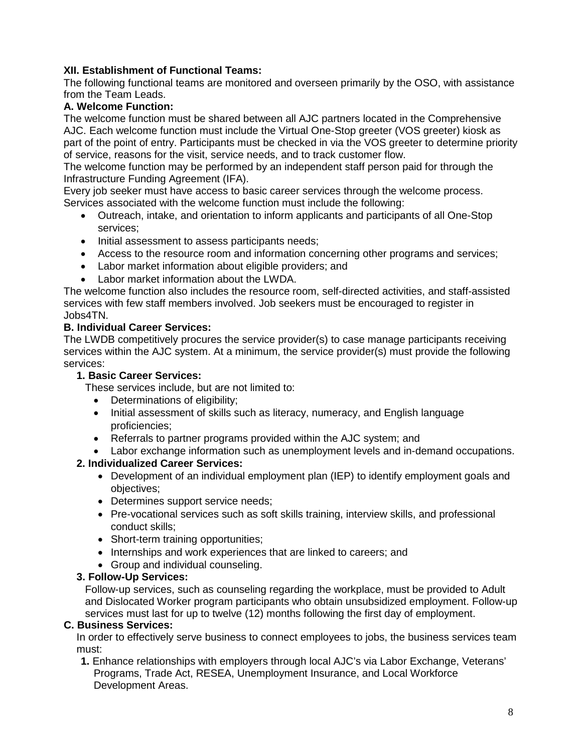**XII. Establishment of Functional Teams:**

The following functional teams are monitored and overseen primarily by the OSO, with assistance from the Team Leads.

**A. Welcome Function:**

The welcome function must be shared between all AJC partners located in the Comprehensive AJC. Each welcome function must include the Virtual One-Stop greeter (VOS greeter) kiosk as part of the point of entry. Participants must be checked in via the VOS greeter to determine priority of service, reasons for the visit, service needs, and to track customer flow.

The welcome function may be performed by an independent staff person paid for through the Infrastructure Funding Agreement (IFA).

Every job seeker must have access to basic career services through the welcome process. Services associated with the welcome function must include the following:

- Outreach, intake, and orientation to inform applicants and participants of all One-Stop services;
- Initial assessment to assess participants needs;
- Access to the resource room and information concerning other programs and services;
- Labor market information about eligible providers; and
- Labor market information about the LWDA.

The welcome function also includes the resource room, self-directed activities, and staff-assisted services with few staff members involved. Job seekers must be encouraged to register in Jobs4TN.

**B. Individual Career Services:**

The LWDB competitively procures the service provider(s) to case manage participants receiving services within the AJC system. At a minimum, the service provider(s) must provide the following services:

**1. Basic Career Services:**

These services include, but are not limited to:

- Determinations of eligibility;
- Initial assessment of skills such as literacy, numeracy, and English language proficiencies;
- Referrals to partner programs provided within the AJC system; and
- Labor exchange information such as unemployment levels and in-demand occupations.

**2. Individualized Career Services:**

- Development of an individual employment plan (IEP) to identify employment goals and objectives;
- Determines support service needs;
- Pre-vocational services such as soft skills training, interview skills, and professional conduct skills;
- Short-term training opportunities;
- Internships and work experiences that are linked to careers; and
- Group and individual counseling.

**3. Follow-Up Services:**

Follow-up services, such as counseling regarding the workplace, must be provided to Adult and Dislocated Worker program participants who obtain unsubsidized employment. Follow-up services must last for up to twelve (12) months following the first day of employment.

**C. Business Services:**

In order to effectively serve business to connect employees to jobs, the business services team must:

**1.** Enhance relationships with employers through local AJC's via Labor Exchange, Veterans' Programs, Trade Act, RESEA, Unemployment Insurance, and Local Workforce Development Areas.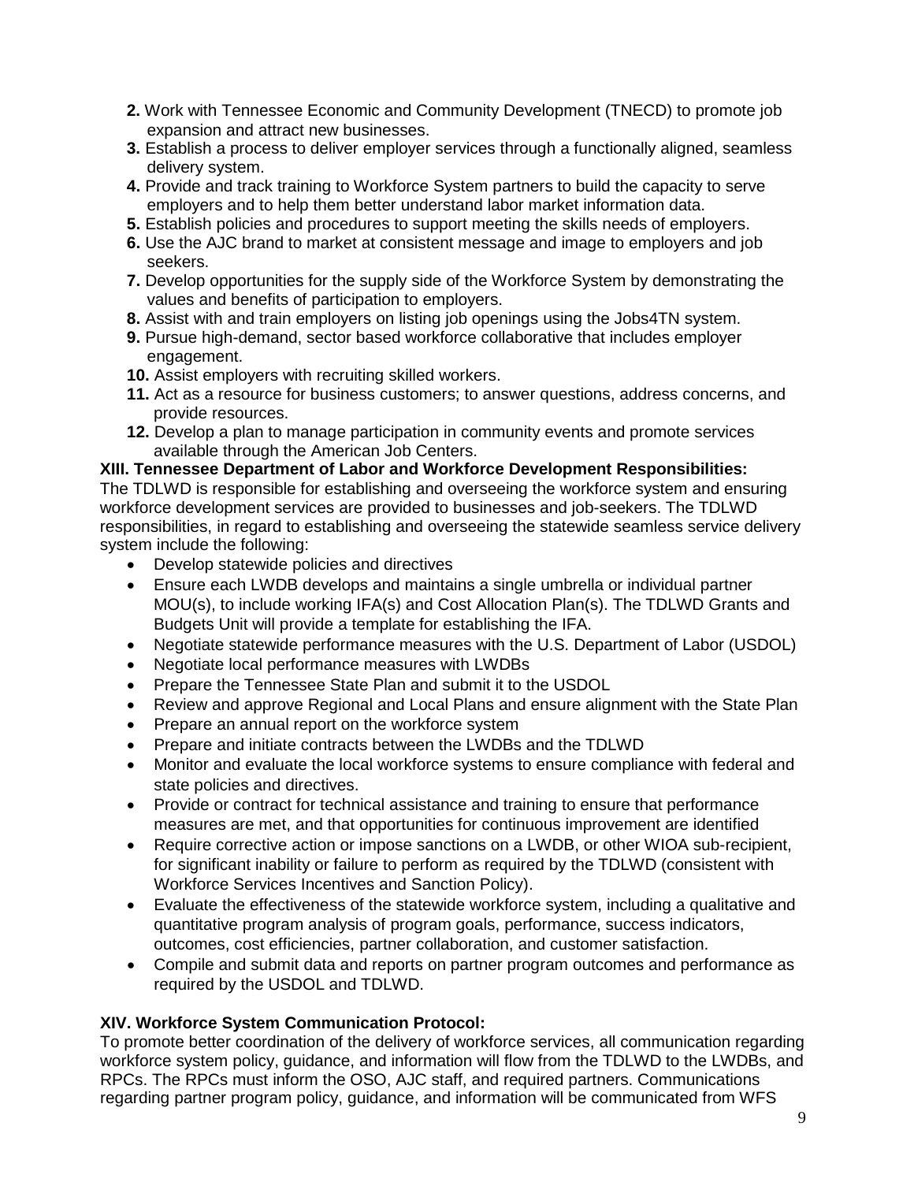2. Work with Tennessee Economic and Community Development (TNECD) to promote job expansion and attract new businesses.
3. Establish a process to deliver employer services through a functionally aligned, seamless delivery system.
4. Provide and track training to Workforce System partners to build the capacity to serve employers and to help them better understand labor market information data.
5. Establish policies and procedures to support meeting the skills needs of employers.
6. Use the AJC brand to market at consistent message and image to employers and job seekers.
7. Develop opportunities for the supply side of the Workforce System by demonstrating the values and benefits of participation to employers.
8. Assist with and train employers on listing job openings using the Jobs4TN system.
9. Pursue high-demand, sector based workforce collaborative that includes employer engagement.
10. Assist employers with recruiting skilled workers.
11. Act as a resource for business customers; to answer questions, address concerns, and provide resources.
12. Develop a plan to manage participation in community events and promote services available through the American Job Centers.

**XIII. Tennessee Department of Labor and Workforce Development Responsibilities:**

The TDLWD is responsible for establishing and overseeing the workforce system and ensuring workforce development services are provided to businesses and job-seekers. The TDLWD responsibilities, in regard to establishing and overseeing the statewide seamless service delivery system include the following:

- Develop statewide policies and directives
- Ensure each LWDB develops and maintains a single umbrella or individual partner MOU(s), to include working IFA(s) and Cost Allocation Plan(s). The TDLWD Grants and Budgets Unit will provide a template for establishing the IFA.
- Negotiate statewide performance measures with the U.S. Department of Labor (USDOL)
- Negotiate local performance measures with LWDBs
- Prepare the Tennessee State Plan and submit it to the USDOL
- Review and approve Regional and Local Plans and ensure alignment with the State Plan
- Prepare an annual report on the workforce system
- Prepare and initiate contracts between the LWDBs and the TDLWD
- Monitor and evaluate the local workforce systems to ensure compliance with federal and state policies and directives.
- Provide or contract for technical assistance and training to ensure that performance measures are met, and that opportunities for continuous improvement are identified
- Require corrective action or impose sanctions on a LWDB, or other WIOA sub-recipient, for significant inability or failure to perform as required by the TDLWD (consistent with Workforce Services Incentives and Sanction Policy).
- Evaluate the effectiveness of the statewide workforce system, including a qualitative and quantitative program analysis of program goals, performance, success indicators, outcomes, cost efficiencies, partner collaboration, and customer satisfaction.
- Compile and submit data and reports on partner program outcomes and performance as required by the USDOL and TDLWD.

**XIV. Workforce System Communication Protocol:**

To promote better coordination of the delivery of workforce services, all communication regarding workforce system policy, guidance, and information will flow from the TDLWD to the LWDBs, and RPCs. The RPCs must inform the OSO, AJC staff, and required partners. Communications regarding partner program policy, guidance, and information will be communicated from WFS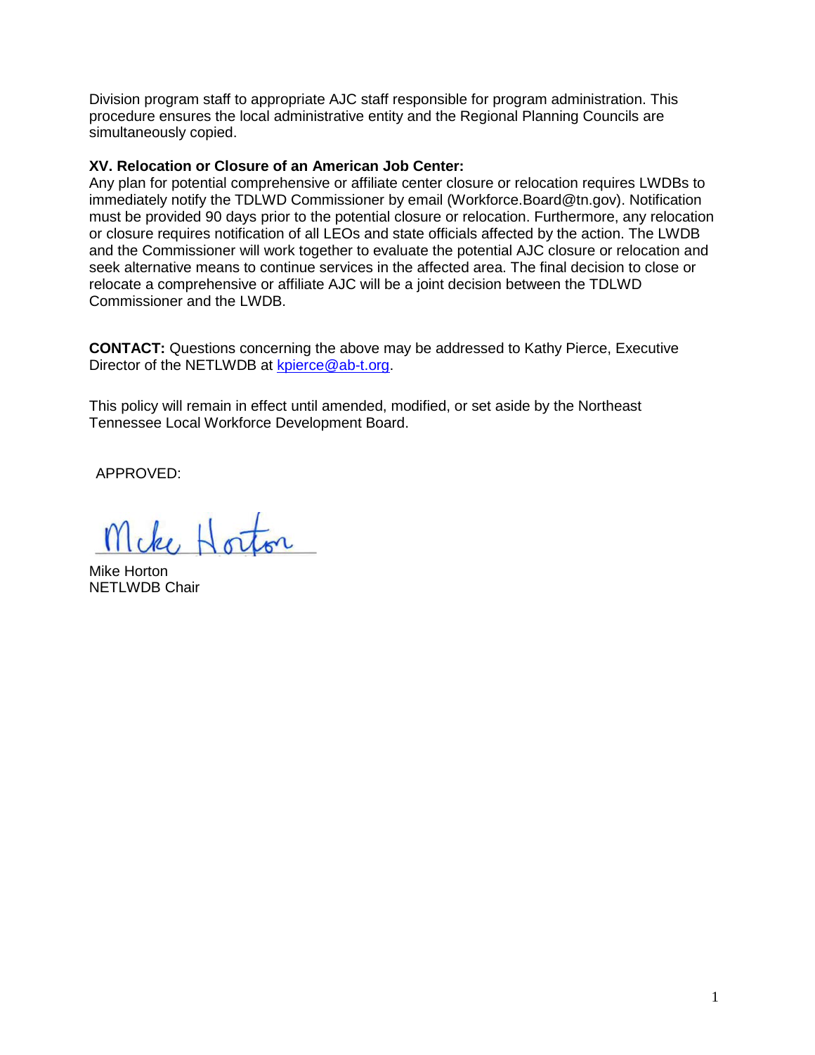Division program staff to appropriate AJC staff responsible for program administration. This procedure ensures the local administrative entity and the Regional Planning Councils are simultaneously copied.

**XV. Relocation or Closure of an American Job Center:**

Any plan for potential comprehensive or affiliate center closure or relocation requires LWDBs to immediately notify the TDLWD Commissioner by email (Workforce.Board@tn.gov). Notification must be provided 90 days prior to the potential closure or relocation. Furthermore, any relocation or closure requires notification of all LEOs and state officials affected by the action. The LWDB and the Commissioner will work together to evaluate the potential AJC closure or relocation and seek alternative means to continue services in the affected area. The final decision to close or relocate a comprehensive or affiliate AJC will be a joint decision between the TDLWD Commissioner and the LWDB.

**CONTACT:** Questions concerning the above may be addressed to Kathy Pierce, Executive Director of the NETLWDB at kpierce@ab-t.org.

This policy will remain in effect until amended, modified, or set aside by the Northeast Tennessee Local Workforce Development Board.

APPROVED:

Mike Horton

Mike Horton
NETLWDB Chair